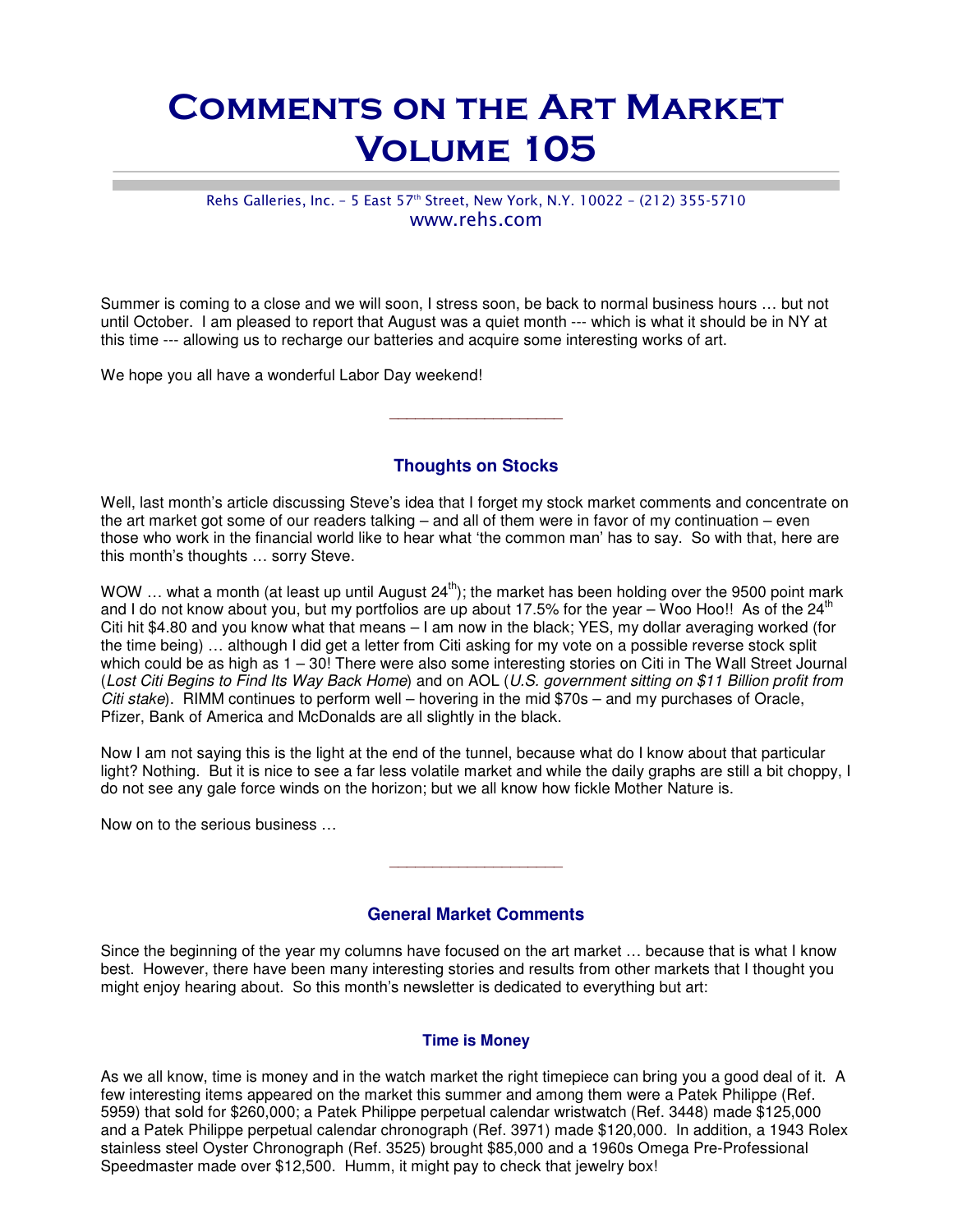# Comments on the Art Market Volume 105

Rehs Galleries, Inc. – 5 East 57th Street, New York, N.Y. 10022 – (212) 355-5710
www.rehs.com

Summer is coming to a close and we will soon, I stress soon, be back to normal business hours … but not until October. I am pleased to report that August was a quiet month --- which is what it should be in NY at this time --- allowing us to recharge our batteries and acquire some interesting works of art.

We hope you all have a wonderful Labor Day weekend!

---

### Thoughts on Stocks

Well, last month's article discussing Steve's idea that I forget my stock market comments and concentrate on the art market got some of our readers talking – and all of them were in favor of my continuation – even those who work in the financial world like to hear what 'the common man' has to say. So with that, here are this month's thoughts … sorry Steve.

WOW … what a month (at least up until August 24th); the market has been holding over the 9500 point mark and I do not know about you, but my portfolios are up about 17.5% for the year – Woo Hoo!! As of the 24th Citi hit $4.80 and you know what that means – I am now in the black; YES, my dollar averaging worked (for the time being) … although I did get a letter from Citi asking for my vote on a possible reverse stock split which could be as high as 1 – 30! There were also some interesting stories on Citi in The Wall Street Journal (*Lost Citi Begins to Find Its Way Back Home*) and on AOL (*U.S. government sitting on $11 Billion profit from Citi stake*). RIMM continues to perform well – hovering in the mid $70s – and my purchases of Oracle, Pfizer, Bank of America and McDonalds are all slightly in the black.

Now I am not saying this is the light at the end of the tunnel, because what do I know about that particular light? Nothing. But it is nice to see a far less volatile market and while the daily graphs are still a bit choppy, I do not see any gale force winds on the horizon; but we all know how fickle Mother Nature is.

Now on to the serious business …

---

### General Market Comments

Since the beginning of the year my columns have focused on the art market … because that is what I know best. However, there have been many interesting stories and results from other markets that I thought you might enjoy hearing about. So this month's newsletter is dedicated to everything but art:

#### Time is Money

As we all know, time is money and in the watch market the right timepiece can bring you a good deal of it. A few interesting items appeared on the market this summer and among them were a Patek Philippe (Ref. 5959) that sold for $260,000; a Patek Philippe perpetual calendar wristwatch (Ref. 3448) made $125,000 and a Patek Philippe perpetual calendar chronograph (Ref. 3971) made $120,000. In addition, a 1943 Rolex stainless steel Oyster Chronograph (Ref. 3525) brought $85,000 and a 1960s Omega Pre-Professional Speedmaster made over $12,500. Humm, it might pay to check that jewelry box!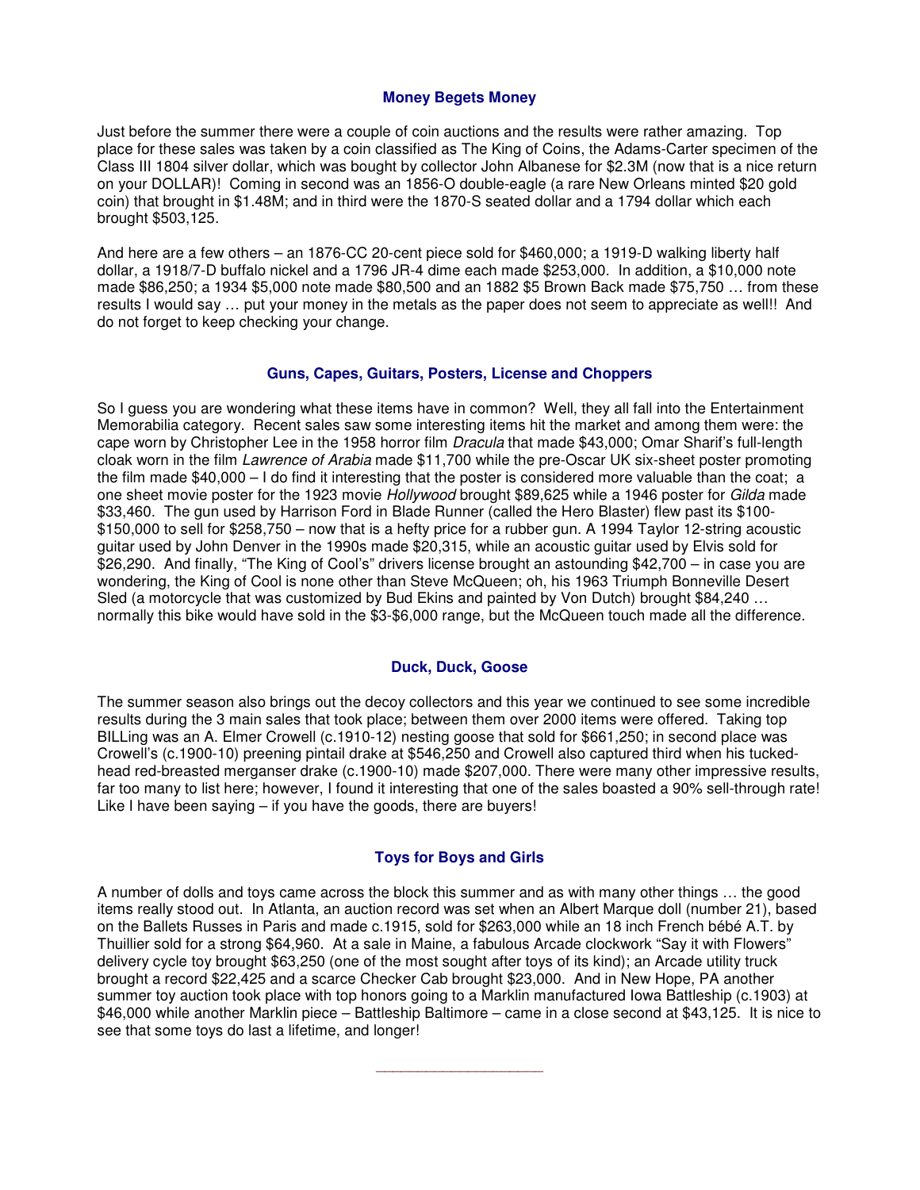## Money Begets Money

Just before the summer there were a couple of coin auctions and the results were rather amazing. Top place for these sales was taken by a coin classified as The King of Coins, the Adams-Carter specimen of the Class III 1804 silver dollar, which was bought by collector John Albanese for $2.3M (now that is a nice return on your DOLLAR)! Coming in second was an 1856-O double-eagle (a rare New Orleans minted $20 gold coin) that brought in $1.48M; and in third were the 1870-S seated dollar and a 1794 dollar which each brought $503,125.

And here are a few others – an 1876-CC 20-cent piece sold for $460,000; a 1919-D walking liberty half dollar, a 1918/7-D buffalo nickel and a 1796 JR-4 dime each made $253,000. In addition, a $10,000 note made $86,250; a 1934 $5,000 note made $80,500 and an 1882 $5 Brown Back made $75,750 … from these results I would say … put your money in the metals as the paper does not seem to appreciate as well!! And do not forget to keep checking your change.

## Guns, Capes, Guitars, Posters, License and Choppers

So I guess you are wondering what these items have in common? Well, they all fall into the Entertainment Memorabilia category. Recent sales saw some interesting items hit the market and among them were: the cape worn by Christopher Lee in the 1958 horror film *Dracula* that made $43,000; Omar Sharif's full-length cloak worn in the film *Lawrence of Arabia* made $11,700 while the pre-Oscar UK six-sheet poster promoting the film made $40,000 – I do find it interesting that the poster is considered more valuable than the coat; a one sheet movie poster for the 1923 movie *Hollywood* brought $89,625 while a 1946 poster for *Gilda* made $33,460. The gun used by Harrison Ford in Blade Runner (called the Hero Blaster) flew past its $100-$150,000 to sell for $258,750 – now that is a hefty price for a rubber gun. A 1994 Taylor 12-string acoustic guitar used by John Denver in the 1990s made $20,315, while an acoustic guitar used by Elvis sold for $26,290. And finally, "The King of Cool's" drivers license brought an astounding $42,700 – in case you are wondering, the King of Cool is none other than Steve McQueen; oh, his 1963 Triumph Bonneville Desert Sled (a motorcycle that was customized by Bud Ekins and painted by Von Dutch) brought $84,240 … normally this bike would have sold in the $3-$6,000 range, but the McQueen touch made all the difference.

## Duck, Duck, Goose

The summer season also brings out the decoy collectors and this year we continued to see some incredible results during the 3 main sales that took place; between them over 2000 items were offered. Taking top BILLing was an A. Elmer Crowell (c.1910-12) nesting goose that sold for $661,250; in second place was Crowell's (c.1900-10) preening pintail drake at $546,250 and Crowell also captured third when his tucked-head red-breasted merganser drake (c.1900-10) made $207,000. There were many other impressive results, far too many to list here; however, I found it interesting that one of the sales boasted a 90% sell-through rate! Like I have been saying – if you have the goods, there are buyers!

## Toys for Boys and Girls

A number of dolls and toys came across the block this summer and as with many other things … the good items really stood out. In Atlanta, an auction record was set when an Albert Marque doll (number 21), based on the Ballets Russes in Paris and made c.1915, sold for $263,000 while an 18 inch French bébé A.T. by Thuillier sold for a strong $64,960. At a sale in Maine, a fabulous Arcade clockwork "Say it with Flowers" delivery cycle toy brought $63,250 (one of the most sought after toys of its kind); an Arcade utility truck brought a record $22,425 and a scarce Checker Cab brought $23,000. And in New Hope, PA another summer toy auction took place with top honors going to a Marklin manufactured Iowa Battleship (c.1903) at $46,000 while another Marklin piece – Battleship Baltimore – came in a close second at $43,125. It is nice to see that some toys do last a lifetime, and longer!

---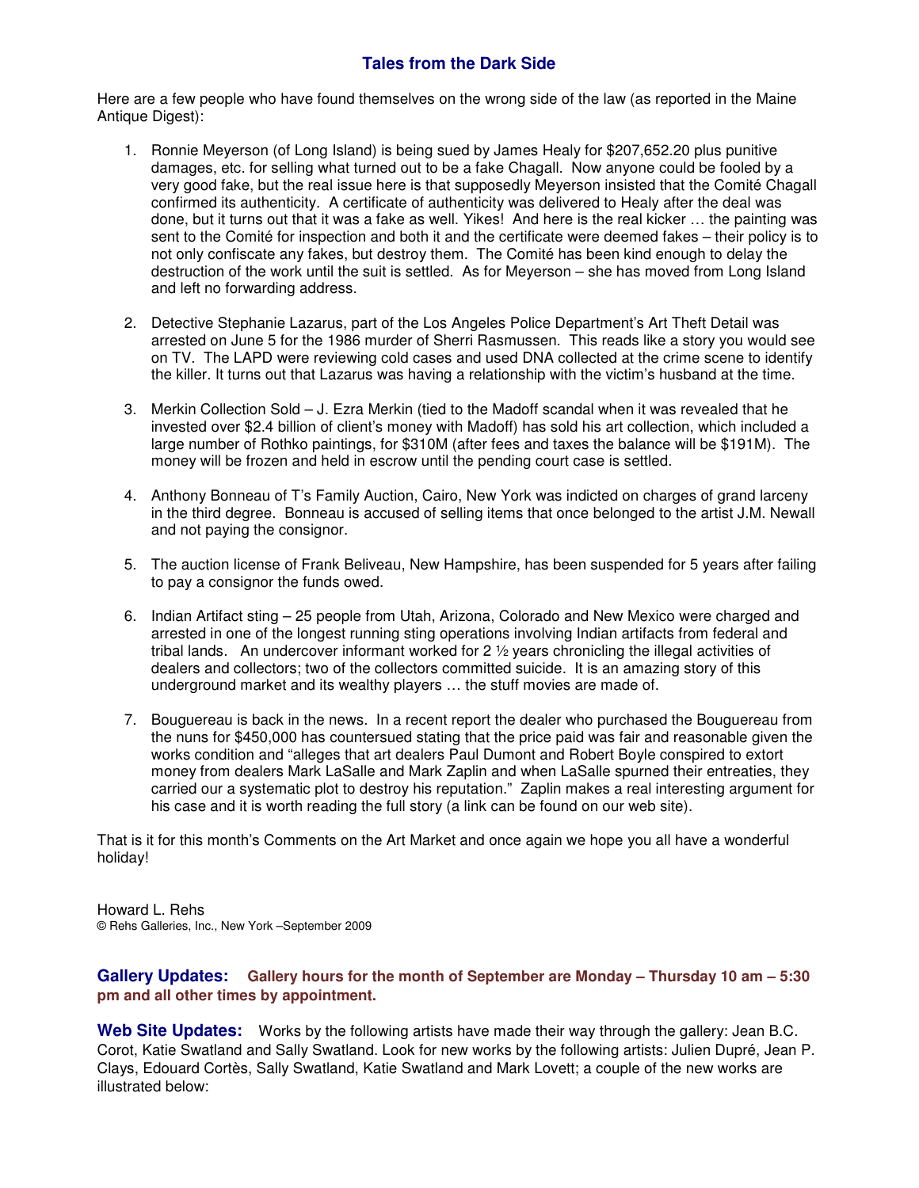## Tales from the Dark Side

Here are a few people who have found themselves on the wrong side of the law (as reported in the Maine Antique Digest):

1. Ronnie Meyerson (of Long Island) is being sued by James Healy for $207,652.20 plus punitive damages, etc. for selling what turned out to be a fake Chagall. Now anyone could be fooled by a very good fake, but the real issue here is that supposedly Meyerson insisted that the Comité Chagall confirmed its authenticity. A certificate of authenticity was delivered to Healy after the deal was done, but it turns out that it was a fake as well. Yikes! And here is the real kicker … the painting was sent to the Comité for inspection and both it and the certificate were deemed fakes – their policy is to not only confiscate any fakes, but destroy them. The Comité has been kind enough to delay the destruction of the work until the suit is settled. As for Meyerson – she has moved from Long Island and left no forwarding address.

2. Detective Stephanie Lazarus, part of the Los Angeles Police Department's Art Theft Detail was arrested on June 5 for the 1986 murder of Sherri Rasmussen. This reads like a story you would see on TV. The LAPD were reviewing cold cases and used DNA collected at the crime scene to identify the killer. It turns out that Lazarus was having a relationship with the victim's husband at the time.

3. Merkin Collection Sold – J. Ezra Merkin (tied to the Madoff scandal when it was revealed that he invested over $2.4 billion of client's money with Madoff) has sold his art collection, which included a large number of Rothko paintings, for $310M (after fees and taxes the balance will be $191M). The money will be frozen and held in escrow until the pending court case is settled.

4. Anthony Bonneau of T's Family Auction, Cairo, New York was indicted on charges of grand larceny in the third degree. Bonneau is accused of selling items that once belonged to the artist J.M. Newall and not paying the consignor.

5. The auction license of Frank Beliveau, New Hampshire, has been suspended for 5 years after failing to pay a consignor the funds owed.

6. Indian Artifact sting – 25 people from Utah, Arizona, Colorado and New Mexico were charged and arrested in one of the longest running sting operations involving Indian artifacts from federal and tribal lands. An undercover informant worked for 2 ½ years chronicling the illegal activities of dealers and collectors; two of the collectors committed suicide. It is an amazing story of this underground market and its wealthy players … the stuff movies are made of.

7. Bouguereau is back in the news. In a recent report the dealer who purchased the Bouguereau from the nuns for $450,000 has countersued stating that the price paid was fair and reasonable given the works condition and "alleges that art dealers Paul Dumont and Robert Boyle conspired to extort money from dealers Mark LaSalle and Mark Zaplin and when LaSalle spurned their entreaties, they carried our a systematic plot to destroy his reputation." Zaplin makes a real interesting argument for his case and it is worth reading the full story (a link can be found on our web site).

That is it for this month's Comments on the Art Market and once again we hope you all have a wonderful holiday!

Howard L. Rehs
© Rehs Galleries, Inc., New York –September 2009

**Gallery Updates:** **Gallery hours for the month of September are Monday – Thursday 10 am – 5:30 pm and all other times by appointment.**

**Web Site Updates:** Works by the following artists have made their way through the gallery: Jean B.C. Corot, Katie Swatland and Sally Swatland. Look for new works by the following artists: Julien Dupré, Jean P. Clays, Edouard Cortès, Sally Swatland, Katie Swatland and Mark Lovett; a couple of the new works are illustrated below: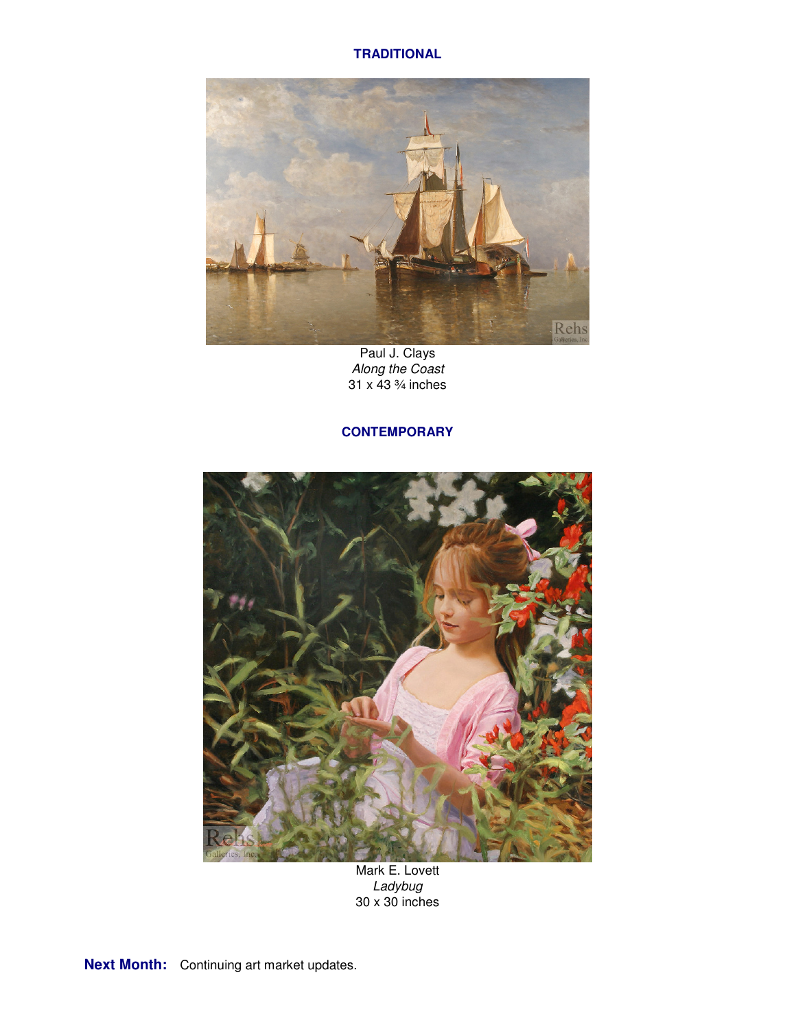**TRADITIONAL**

Paul J. Clays
*Along the Coast*
31 x 43 ¾ inches

**CONTEMPORARY**

Mark E. Lovett
*Ladybug*
30 x 30 inches

**Next Month:** Continuing art market updates.